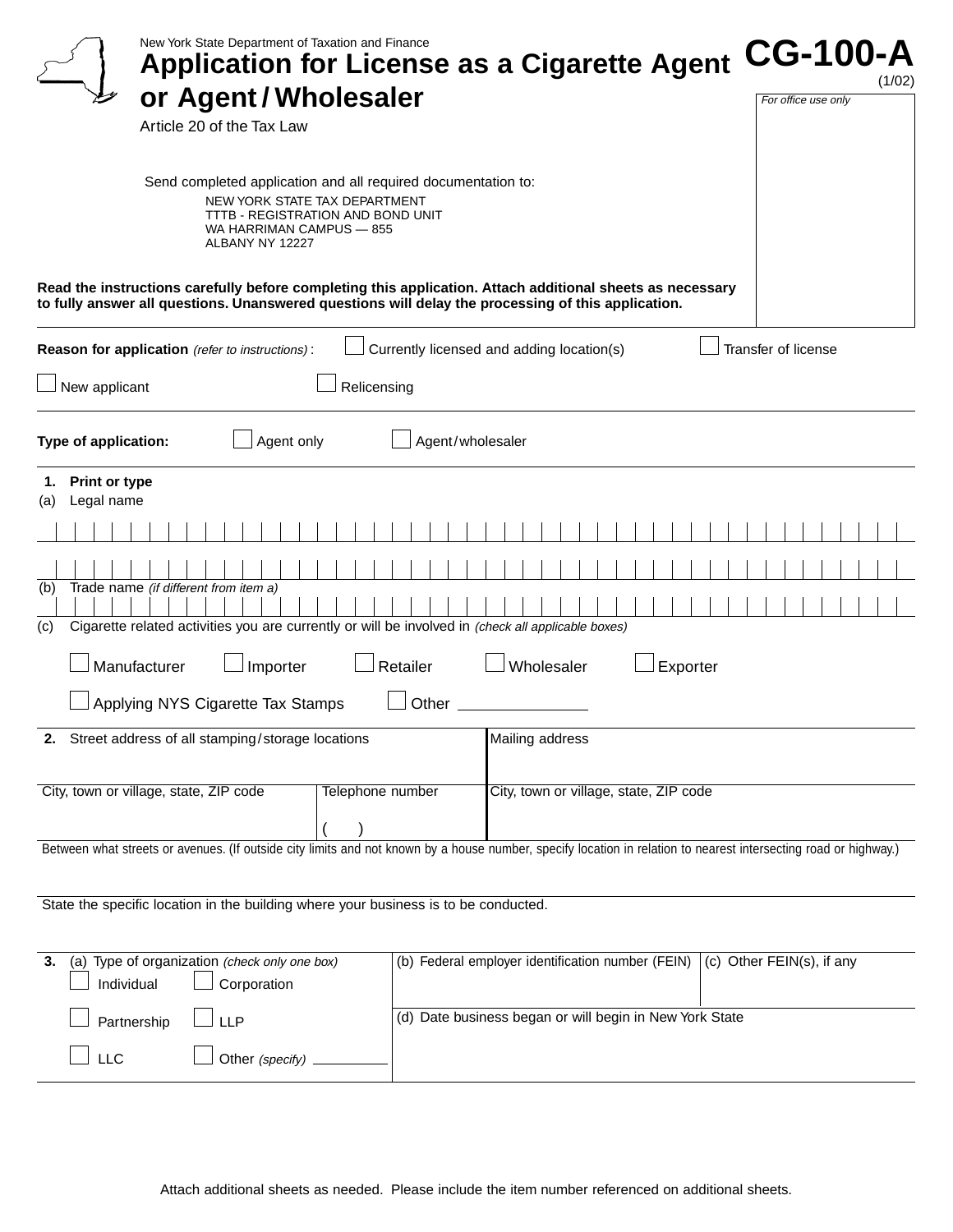New York State Department of Taxation and Finance

# Application for License as a Cigarette Agent or Agent / Wholesaler

**CG-100-A**
(1/02)

Article 20 of the Tax Law

*For office use only*

Send completed application and all required documentation to:

NEW YORK STATE TAX DEPARTMENT
TTTB - REGISTRATION AND BOND UNIT
WA HARRIMAN CAMPUS — 855
ALBANY NY 12227

**Read the instructions carefully before completing this application. Attach additional sheets as necessary to fully answer all questions. Unanswered questions will delay the processing of this application.**

**Reason for application** *(refer to instructions)* : ☐ Currently licensed and adding location(s) ☐ Transfer of license

☐ New applicant ☐ Relicensing

**Type of application:** ☐ Agent only ☐ Agent / wholesaler

**1. Print or type**

(a) Legal name

(b) Trade name *(if different from item a)*

(c) Cigarette related activities you are currently or will be involved in *(check all applicable boxes)*

☐ Manufacturer ☐ Importer ☐ Retailer ☐ Wholesaler ☐ Exporter

☐ Applying NYS Cigarette Tax Stamps ☐ Other ______________

| **2.** Street address of all stamping / storage locations | | Mailing address |
|---|---|---|
| City, town or village, state, ZIP code | Telephone number ( ) | City, town or village, state, ZIP code |

Between what streets or avenues. (If outside city limits and not known by a house number, specify location in relation to nearest intersecting road or highway.)

State the specific location in the building where your business is to be conducted.

| **3.** (a) Type of organization *(check only one box)* | (b) Federal employer identification number (FEIN) | (c) Other FEIN(s), if any |
|---|---|---|
| ☐ Individual ☐ Corporation | | |
| ☐ Partnership ☐ LLP | (d) Date business began or will begin in New York State | |
| ☐ LLC ☐ Other *(specify)* __________ | | |

Attach additional sheets as needed. Please include the item number referenced on additional sheets.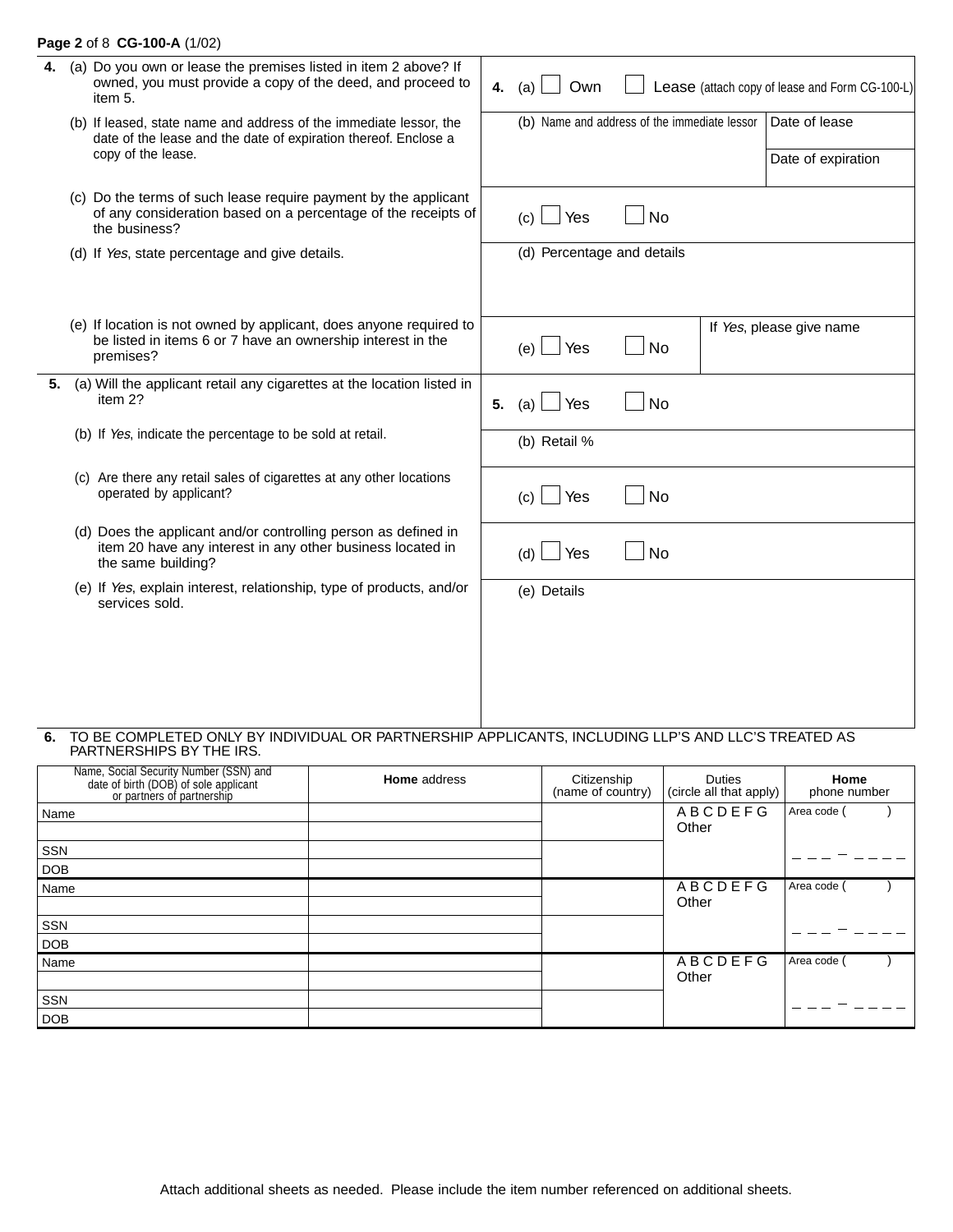| | |
|---|---|
| **4.** (a) Do you own or lease the premises listed in item 2 above? If owned, you must provide a copy of the deed, and proceed to item 5. | **4.** (a) ☐ Own ☐ Lease (attach copy of lease and Form CG-100-L) |
| (b) If leased, state name and address of the immediate lessor, the date of the lease and the date of expiration thereof. Enclose a copy of the lease. | (b) Name and address of the immediate lessor — Date of lease — Date of expiration |
| (c) Do the terms of such lease require payment by the applicant of any consideration based on a percentage of the receipts of the business? | (c) ☐ Yes ☐ No |
| (d) If *Yes*, state percentage and give details. | (d) Percentage and details |
| (e) If location is not owned by applicant, does anyone required to be listed in items 6 or 7 have an ownership interest in the premises? | (e) ☐ Yes ☐ No — If *Yes*, please give name |
| **5.** (a) Will the applicant retail any cigarettes at the location listed in item 2? | **5.** (a) ☐ Yes ☐ No |
| (b) If *Yes*, indicate the percentage to be sold at retail. | (b) Retail % |
| (c) Are there any retail sales of cigarettes at any other locations operated by applicant? | (c) ☐ Yes ☐ No |
| (d) Does the applicant and/or controlling person as defined in item 20 have any interest in any other business located in the same building? | (d) ☐ Yes ☐ No |
| (e) If *Yes*, explain interest, relationship, type of products, and/or services sold. | (e) Details |

**6.** TO BE COMPLETED ONLY BY INDIVIDUAL OR PARTNERSHIP APPLICANTS, INCLUDING LLP'S AND LLC'S TREATED AS PARTNERSHIPS BY THE IRS.

| Name, Social Security Number (SSN) and date of birth (DOB) of sole applicant or partners of partnership | **Home** address | Citizenship (name of country) | Duties (circle all that apply) | **Home** phone number |
|---|---|---|---|---|
| Name | | | A B C D E F G Other | Area code ( ) |
| | | | | |
| SSN | | | | _ _ _ – _ _ _ _ |
| DOB | | | | |
| Name | | | A B C D E F G Other | Area code ( ) |
| | | | | |
| SSN | | | | _ _ _ – _ _ _ _ |
| DOB | | | | |
| Name | | | A B C D E F G Other | Area code ( ) |
| | | | | |
| SSN | | | | _ _ _ – _ _ _ _ |
| DOB | | | | |

Attach additional sheets as needed. Please include the item number referenced on additional sheets.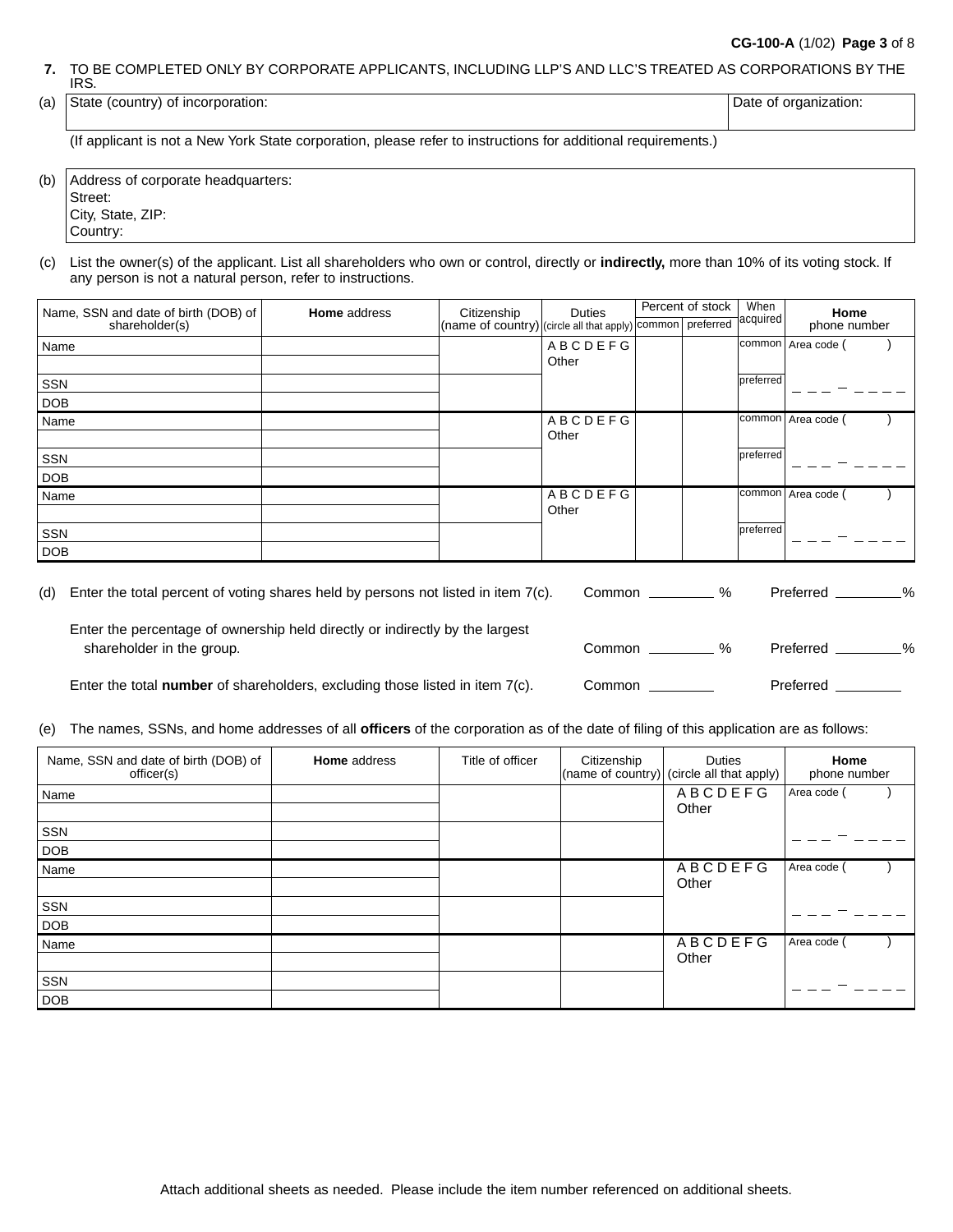**7.** TO BE COMPLETED ONLY BY CORPORATE APPLICANTS, INCLUDING LLP'S AND LLC'S TREATED AS CORPORATIONS BY THE IRS.

(a)

| State (country) of incorporation: | Date of organization: |
|---|---|
| | |

(If applicant is not a New York State corporation, please refer to instructions for additional requirements.)

(b)

| Address of corporate headquarters: |
|---|
| Street: |
| City, State, ZIP: |
| Country: |

(c) List the owner(s) of the applicant. List all shareholders who own or control, directly or **indirectly,** more than 10% of its voting stock. If any person is not a natural person, refer to instructions.

| Name, SSN and date of birth (DOB) of shareholder(s) | **Home** address | Citizenship (name of country) | Duties (circle all that apply) | Percent of stock | | When acquired | **Home** phone number |
|---|---|---|---|---|---|---|---|
| | | | | common | preferred | | |
| Name | | | A B C D E F G Other | | | common | Area code ( ) |
| | | | | | | | |
| SSN | | | | | | preferred | ___ - ____ |
| DOB | | | | | | | |
| Name | | | A B C D E F G Other | | | common | Area code ( ) |
| | | | | | | | |
| SSN | | | | | | preferred | ___ - ____ |
| DOB | | | | | | | |
| Name | | | A B C D E F G Other | | | common | Area code ( ) |
| | | | | | | | |
| SSN | | | | | | preferred | ___ - ____ |
| DOB | | | | | | | |

(d) Enter the total percent of voting shares held by persons not listed in item 7(c). Common ________ % Preferred ________%

Enter the percentage of ownership held directly or indirectly by the largest shareholder in the group. Common ________ % Preferred ________%

Enter the total **number** of shareholders, excluding those listed in item 7(c). Common ________ Preferred ________

(e) The names, SSNs, and home addresses of all **officers** of the corporation as of the date of filing of this application are as follows:

| Name, SSN and date of birth (DOB) of officer(s) | **Home** address | Title of officer | Citizenship (name of country) | Duties (circle all that apply) | **Home** phone number |
|---|---|---|---|---|---|
| Name | | | | A B C D E F G Other | Area code ( ) |
| | | | | | |
| SSN | | | | | ___ - ____ |
| DOB | | | | | |
| Name | | | | A B C D E F G Other | Area code ( ) |
| | | | | | |
| SSN | | | | | ___ - ____ |
| DOB | | | | | |
| Name | | | | A B C D E F G Other | Area code ( ) |
| | | | | | |
| SSN | | | | | ___ - ____ |
| DOB | | | | | |

Attach additional sheets as needed. Please include the item number referenced on additional sheets.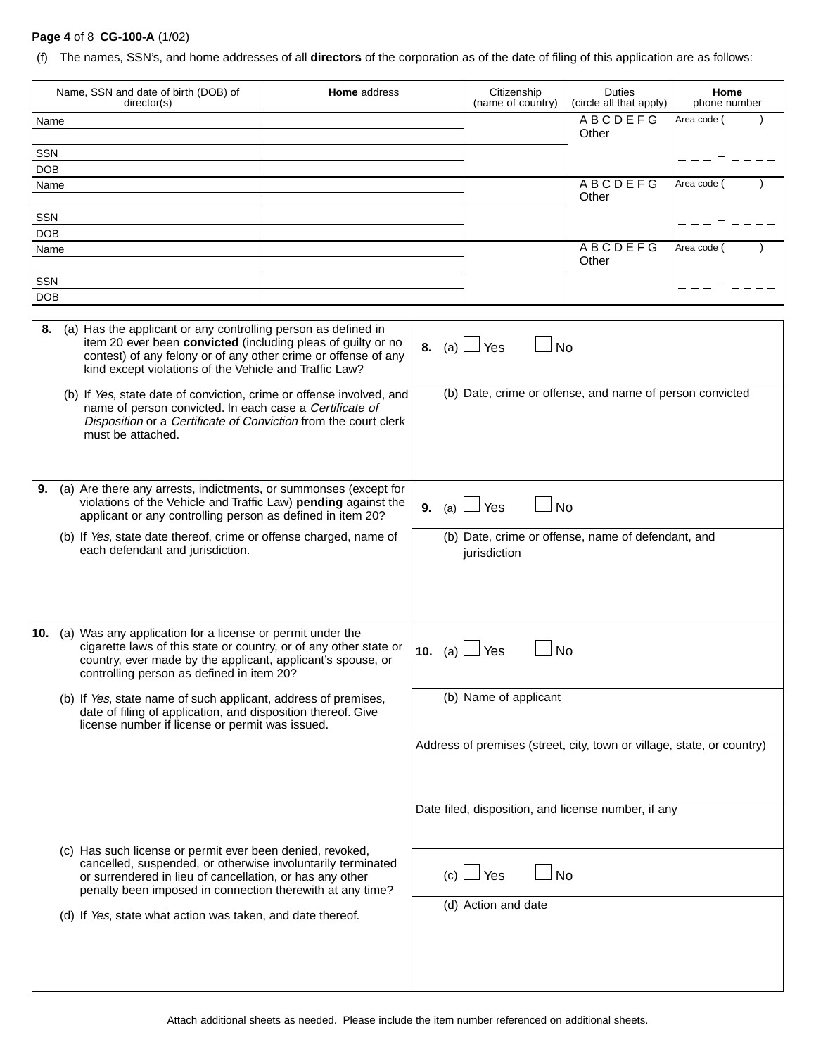(f) The names, SSN's, and home addresses of all **directors** of the corporation as of the date of filing of this application are as follows:

| Name, SSN and date of birth (DOB) of director(s) | **Home** address | Citizenship (name of country) | Duties (circle all that apply) | **Home** phone number |
|---|---|---|---|---|
| Name | | | A B C D E F G Other | Area code ( ) ___ – ____ |
| | | | | |
| SSN | | | | |
| DOB | | | | |
| Name | | | A B C D E F G Other | Area code ( ) ___ – ____ |
| | | | | |
| SSN | | | | |
| DOB | | | | |
| Name | | | A B C D E F G Other | Area code ( ) ___ – ____ |
| | | | | |
| SSN | | | | |
| DOB | | | | |

**8.** (a) Has the applicant or any controlling person as defined in item 20 ever been **convicted** (including pleas of guilty or no contest) of any felony or of any other crime or offense of any kind except violations of the Vehicle and Traffic Law?

**8.** (a) ☐ Yes ☐ No

(b) If *Yes*, state date of conviction, crime or offense involved, and name of person convicted. In each case a *Certificate of Disposition* or a *Certificate of Conviction* from the court clerk must be attached.

(b) Date, crime or offense, and name of person convicted

**9.** (a) Are there any arrests, indictments, or summonses (except for violations of the Vehicle and Traffic Law) **pending** against the applicant or any controlling person as defined in item 20?

**9.** (a) ☐ Yes ☐ No

(b) If *Yes*, state date thereof, crime or offense charged, name of each defendant and jurisdiction.

(b) Date, crime or offense, name of defendant, and jurisdiction

**10.** (a) Was any application for a license or permit under the cigarette laws of this state or country, or of any other state or country, ever made by the applicant, applicant's spouse, or controlling person as defined in item 20?

**10.** (a) ☐ Yes ☐ No

(b) If *Yes*, state name of such applicant, address of premises, date of filing of application, and disposition thereof. Give license number if license or permit was issued.

(b) Name of applicant

Address of premises (street, city, town or village, state, or country)

Date filed, disposition, and license number, if any

(c) Has such license or permit ever been denied, revoked, cancelled, suspended, or otherwise involuntarily terminated or surrendered in lieu of cancellation, or has any other penalty been imposed in connection therewith at any time?

(c) ☐ Yes ☐ No

(d) If *Yes*, state what action was taken, and date thereof.

(d) Action and date

Attach additional sheets as needed. Please include the item number referenced on additional sheets.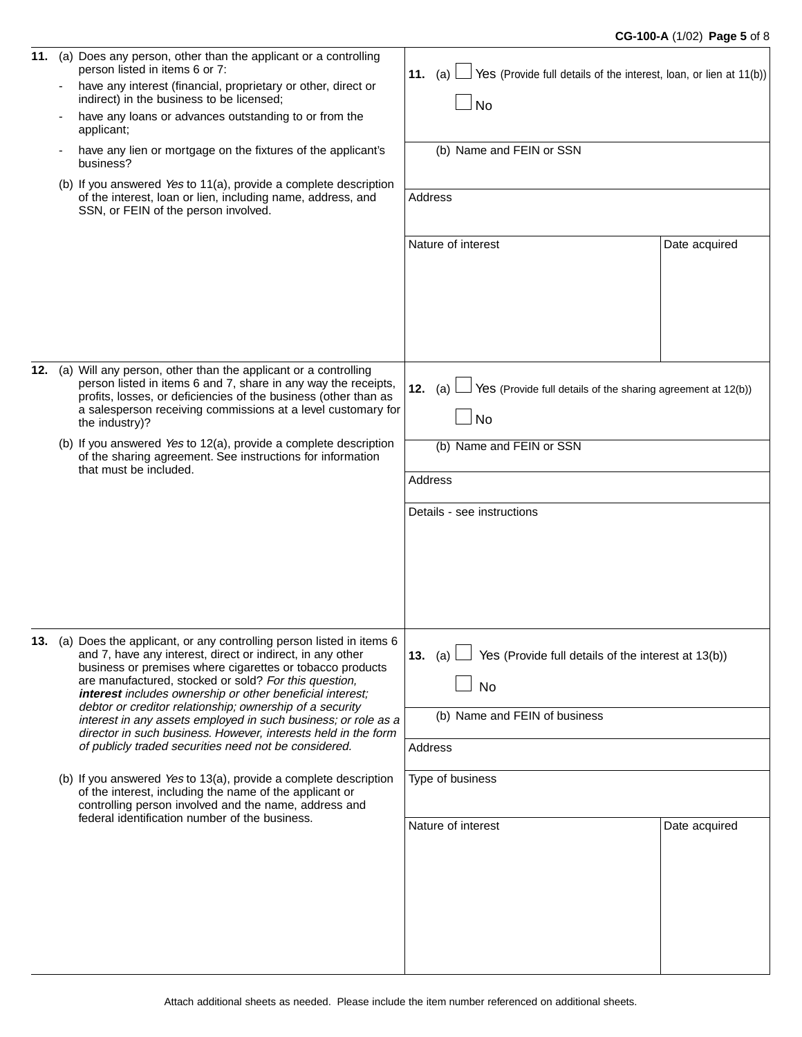| Question | Response |
|---|---|
| **11.** (a) Does any person, other than the applicant or a controlling person listed in items 6 or 7:<br>- have any interest (financial, proprietary or other, direct or indirect) in the business to be licensed;<br>- have any loans or advances outstanding to or from the applicant;<br>- have any lien or mortgage on the fixtures of the applicant's business?<br>(b) If you answered *Yes* to 11(a), provide a complete description of the interest, loan or lien, including name, address, and SSN, or FEIN of the person involved. | **11.** (a) ☐ Yes (Provide full details of the interest, loan, or lien at 11(b))<br>☐ No<br>(b) Name and FEIN or SSN<br>Address<br>Nature of interest / Date acquired |
| **12.** (a) Will any person, other than the applicant or a controlling person listed in items 6 and 7, share in any way the receipts, profits, losses, or deficiencies of the business (other than as a salesperson receiving commissions at a level customary for the industry)?<br>(b) If you answered *Yes* to 12(a), provide a complete description of the sharing agreement. See instructions for information that must be included. | **12.** (a) ☐ Yes (Provide full details of the sharing agreement at 12(b))<br>☐ No<br>(b) Name and FEIN or SSN<br>Address<br>Details - see instructions |
| **13.** (a) Does the applicant, or any controlling person listed in items 6 and 7, have any interest, direct or indirect, in any other business or premises where cigarettes or tobacco products are manufactured, stocked or sold? *For this question, **interest** includes ownership or other beneficial interest; debtor or creditor relationship; ownership of a security interest in any assets employed in such business; or role as a director in such business. However, interests held in the form of publicly traded securities need not be considered.*<br>(b) If you answered *Yes* to 13(a), provide a complete description of the interest, including the name of the applicant or controlling person involved and the name, address and federal identification number of the business. | **13.** (a) ☐ Yes (Provide full details of the interest at 13(b))<br>☐ No<br>(b) Name and FEIN of business<br>Address<br>Type of business<br>Nature of interest / Date acquired |

Attach additional sheets as needed. Please include the item number referenced on additional sheets.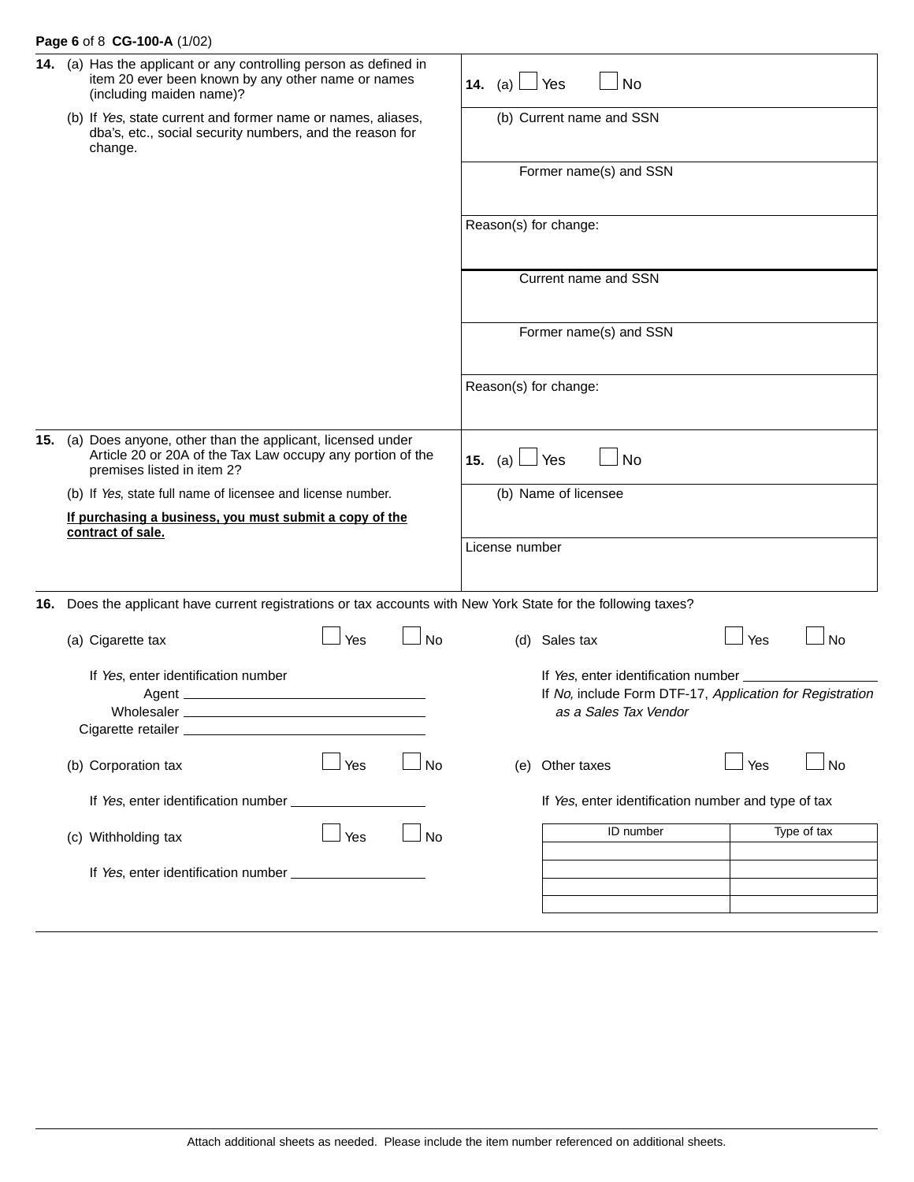**14.** (a) Has the applicant or any controlling person as defined in item 20 ever been known by any other name or names (including maiden name)?

(b) If *Yes*, state current and former name or names, aliases, dba's, etc., social security numbers, and the reason for change.

**14.** (a) ☐ Yes ☐ No

(b) Current name and SSN

Former name(s) and SSN

Reason(s) for change:

Current name and SSN

Former name(s) and SSN

Reason(s) for change:

**15.** (a) Does anyone, other than the applicant, licensed under Article 20 or 20A of the Tax Law occupy any portion of the premises listed in item 2?

(b) If *Yes*, state full name of licensee and license number.

**If purchasing a business, you must submit a copy of the contract of sale.**

**15.** (a) ☐ Yes ☐ No

(b) Name of licensee

License number

**16.** Does the applicant have current registrations or tax accounts with New York State for the following taxes?

(a) Cigarette tax ☐ Yes ☐ No

If *Yes*, enter identification number

Agent \_\_\_\_\_\_\_\_\_\_\_\_\_\_\_\_

Wholesaler \_\_\_\_\_\_\_\_\_\_\_\_\_\_\_\_

Cigarette retailer \_\_\_\_\_\_\_\_\_\_\_\_\_\_\_\_

(b) Corporation tax ☐ Yes ☐ No

If *Yes*, enter identification number \_\_\_\_\_\_\_\_\_\_\_\_\_\_\_\_

(c) Withholding tax ☐ Yes ☐ No

If *Yes*, enter identification number \_\_\_\_\_\_\_\_\_\_\_\_\_\_\_\_

(d) Sales tax ☐ Yes ☐ No

If *Yes*, enter identification number \_\_\_\_\_\_\_\_\_\_\_\_\_\_\_\_

If *No,* include Form DTF-17, *Application for Registration as a Sales Tax Vendor*

(e) Other taxes ☐ Yes ☐ No

If *Yes*, enter identification number and type of tax

| ID number | Type of tax |
|---|---|
| | |
| | |
| | |
| | |

Attach additional sheets as needed. Please include the item number referenced on additional sheets.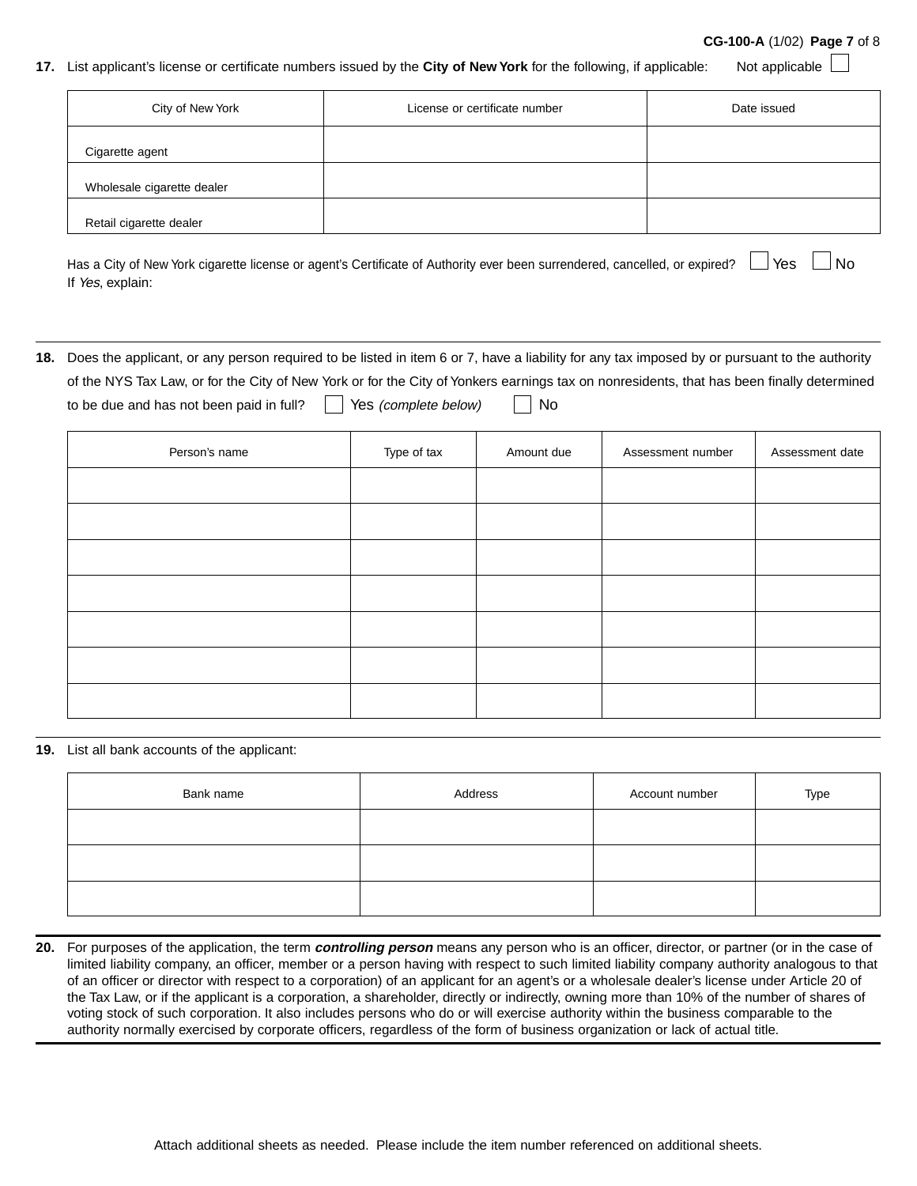**17.** List applicant's license or certificate numbers issued by the **City of New York** for the following, if applicable: Not applicable ☐

| City of New York | License or certificate number | Date issued |
|---|---|---|
| Cigarette agent | | |
| Wholesale cigarette dealer | | |
| Retail cigarette dealer | | |

Has a City of New York cigarette license or agent's Certificate of Authority ever been surrendered, cancelled, or expired? ☐ Yes ☐ No

If *Yes*, explain:

**18.** Does the applicant, or any person required to be listed in item 6 or 7, have a liability for any tax imposed by or pursuant to the authority of the NYS Tax Law, or for the City of New York or for the City of Yonkers earnings tax on nonresidents, that has been finally determined to be due and has not been paid in full? ☐ Yes *(complete below)* ☐ No

| Person's name | Type of tax | Amount due | Assessment number | Assessment date |
|---|---|---|---|---|
| | | | | |
| | | | | |
| | | | | |
| | | | | |
| | | | | |
| | | | | |
| | | | | |

**19.** List all bank accounts of the applicant:

| Bank name | Address | Account number | Type |
|---|---|---|---|
| | | | |
| | | | |
| | | | |

**20.** For purposes of the application, the term ***controlling person*** means any person who is an officer, director, or partner (or in the case of limited liability company, an officer, member or a person having with respect to such limited liability company authority analogous to that of an officer or director with respect to a corporation) of an applicant for an agent's or a wholesale dealer's license under Article 20 of the Tax Law, or if the applicant is a corporation, a shareholder, directly or indirectly, owning more than 10% of the number of shares of voting stock of such corporation. It also includes persons who do or will exercise authority within the business comparable to the authority normally exercised by corporate officers, regardless of the form of business organization or lack of actual title.

Attach additional sheets as needed. Please include the item number referenced on additional sheets.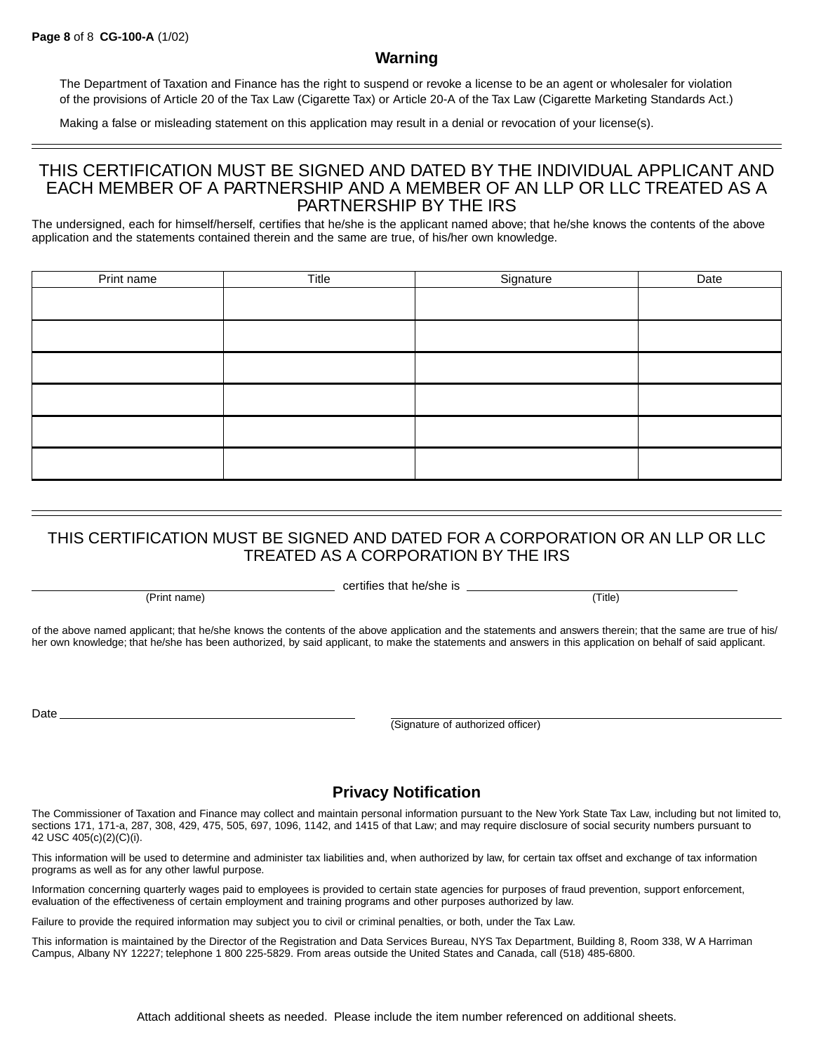## Warning

The Department of Taxation and Finance has the right to suspend or revoke a license to be an agent or wholesaler for violation of the provisions of Article 20 of the Tax Law (Cigarette Tax) or Article 20-A of the Tax Law (Cigarette Marketing Standards Act.)

Making a false or misleading statement on this application may result in a denial or revocation of your license(s).

---

## THIS CERTIFICATION MUST BE SIGNED AND DATED BY THE INDIVIDUAL APPLICANT AND EACH MEMBER OF A PARTNERSHIP AND A MEMBER OF AN LLP OR LLC TREATED AS A PARTNERSHIP BY THE IRS

The undersigned, each for himself/herself, certifies that he/she is the applicant named above; that he/she knows the contents of the above application and the statements contained therein and the same are true, of his/her own knowledge.

| Print name | Title | Signature | Date |
|---|---|---|---|
| | | | |
| | | | |
| | | | |
| | | | |
| | | | |
| | | | |

---

## THIS CERTIFICATION MUST BE SIGNED AND DATED FOR A CORPORATION OR AN LLP OR LLC TREATED AS A CORPORATION BY THE IRS

\_\_\_\_\_\_\_\_\_\_\_\_\_\_\_\_\_\_\_\_ certifies that he/she is \_\_\_\_\_\_\_\_\_\_\_\_\_\_\_\_\_\_\_\_

(Print name) (Title)

of the above named applicant; that he/she knows the contents of the above application and the statements and answers therein; that the same are true of his/her own knowledge; that he/she has been authorized, by said applicant, to make the statements and answers in this application on behalf of said applicant.

Date \_\_\_\_\_\_\_\_\_\_\_\_\_\_\_\_\_\_\_\_ \_\_\_\_\_\_\_\_\_\_\_\_\_\_\_\_\_\_\_\_

(Signature of authorized officer)

## Privacy Notification

The Commissioner of Taxation and Finance may collect and maintain personal information pursuant to the New York State Tax Law, including but not limited to, sections 171, 171-a, 287, 308, 429, 475, 505, 697, 1096, 1142, and 1415 of that Law; and may require disclosure of social security numbers pursuant to 42 USC 405(c)(2)(C)(i).

This information will be used to determine and administer tax liabilities and, when authorized by law, for certain tax offset and exchange of tax information programs as well as for any other lawful purpose.

Information concerning quarterly wages paid to employees is provided to certain state agencies for purposes of fraud prevention, support enforcement, evaluation of the effectiveness of certain employment and training programs and other purposes authorized by law.

Failure to provide the required information may subject you to civil or criminal penalties, or both, under the Tax Law.

This information is maintained by the Director of the Registration and Data Services Bureau, NYS Tax Department, Building 8, Room 338, W A Harriman Campus, Albany NY 12227; telephone 1 800 225-5829. From areas outside the United States and Canada, call (518) 485-6800.

Attach additional sheets as needed. Please include the item number referenced on additional sheets.